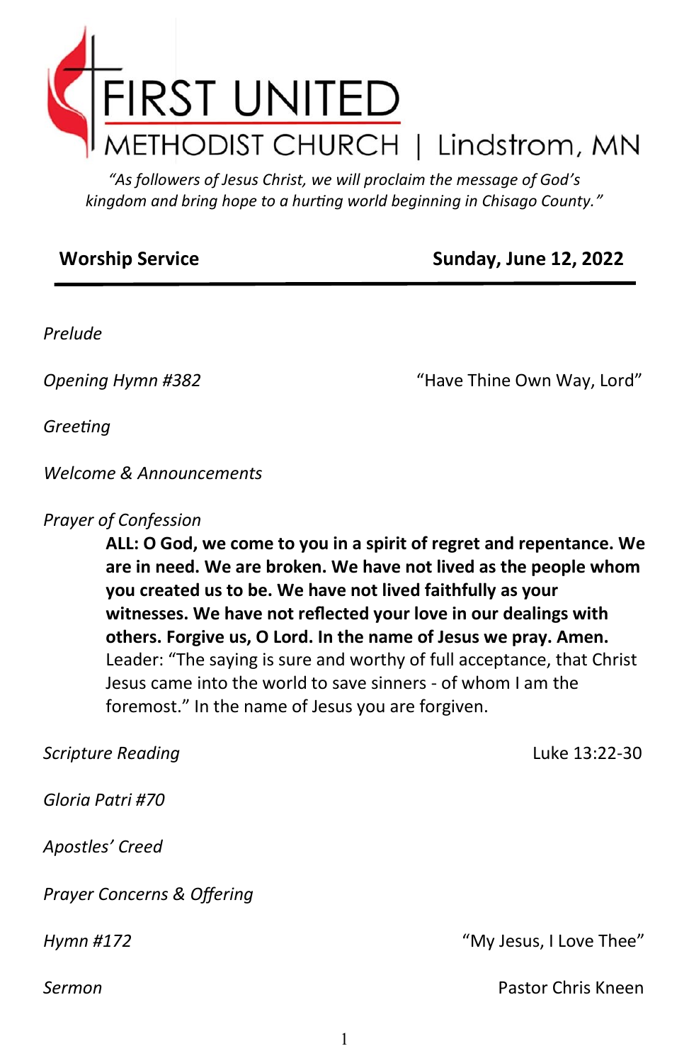# FIRST UNITED METHODIST CHURCH | Lindstrom, MN

*"As followers of Jesus Christ, we will proclaim the message of God's kingdom and bring hope to a hurting world beginning in Chisago County."*

**Worship Service** — **Sunday, June 12, 2022**

---

*Prelude*

*Opening Hymn #382* — "Have Thine Own Way, Lord"

*Greeting*

*Welcome & Announcements*

*Prayer of Confession*

> **ALL: O God, we come to you in a spirit of regret and repentance. We are in need. We are broken. We have not lived as the people whom you created us to be. We have not lived faithfully as your witnesses. We have not reflected your love in our dealings with others. Forgive us, O Lord. In the name of Jesus we pray. Amen.**
>
> Leader: "The saying is sure and worthy of full acceptance, that Christ Jesus came into the world to save sinners - of whom I am the foremost." In the name of Jesus you are forgiven.

*Scripture Reading* — Luke 13:22-30

*Gloria Patri #70*

*Apostles' Creed*

*Prayer Concerns & Offering*

*Hymn #172* — "My Jesus, I Love Thee"

*Sermon* — Pastor Chris Kneen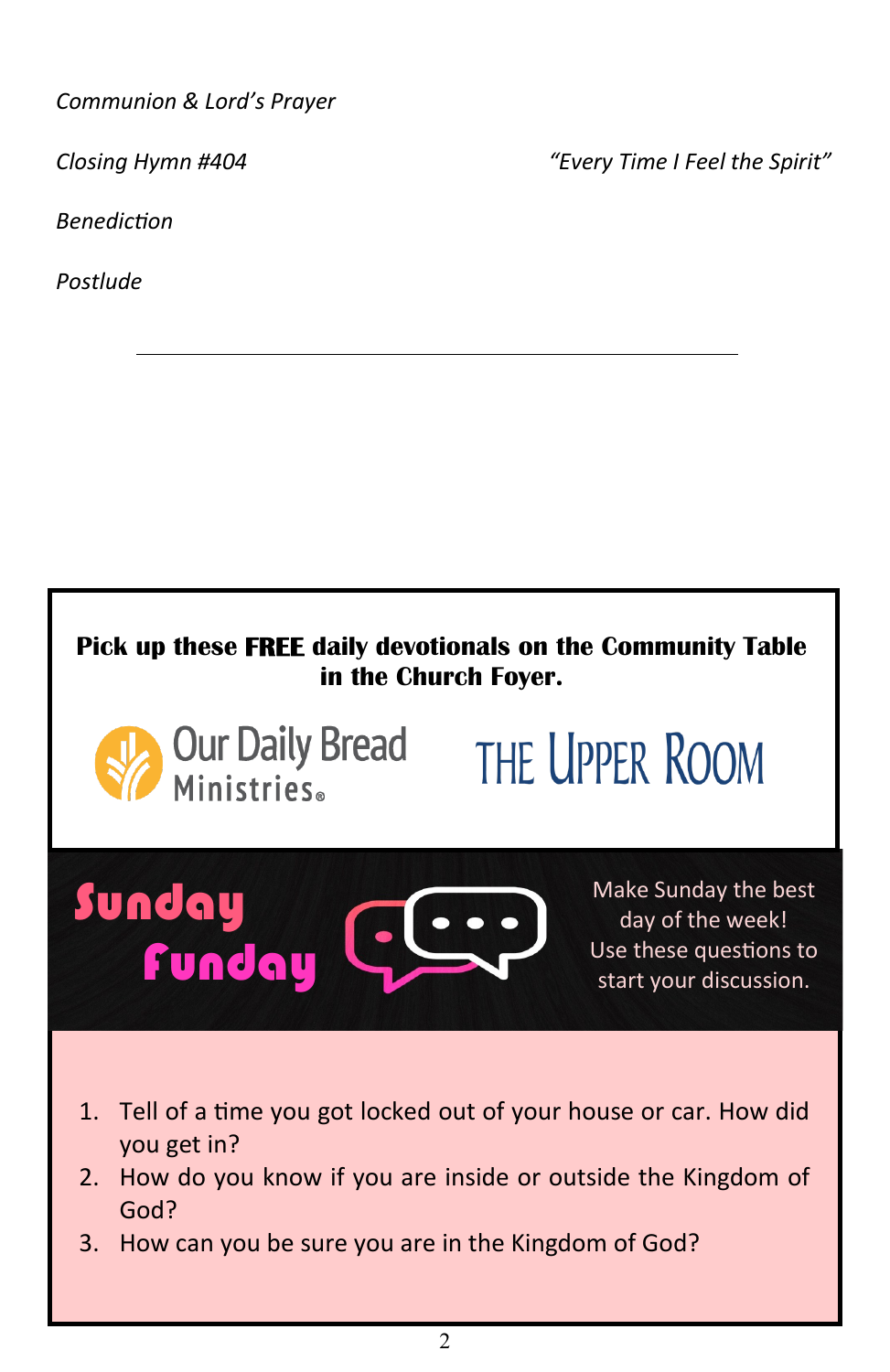*Communion & Lord's Prayer*

*Closing Hymn #404* *"Every Time I Feel the Spirit"*

*Benediction*

*Postlude*

---

**Pick up these FREE daily devotionals on the Community Table in the Church Foyer.**

Our Daily Bread Ministries®

THE UPPER ROOM

**Sunday Funday**

Make Sunday the best day of the week! Use these questions to start your discussion.

1. Tell of a time you got locked out of your house or car. How did you get in?
2. How do you know if you are inside or outside the Kingdom of God?
3. How can you be sure you are in the Kingdom of God?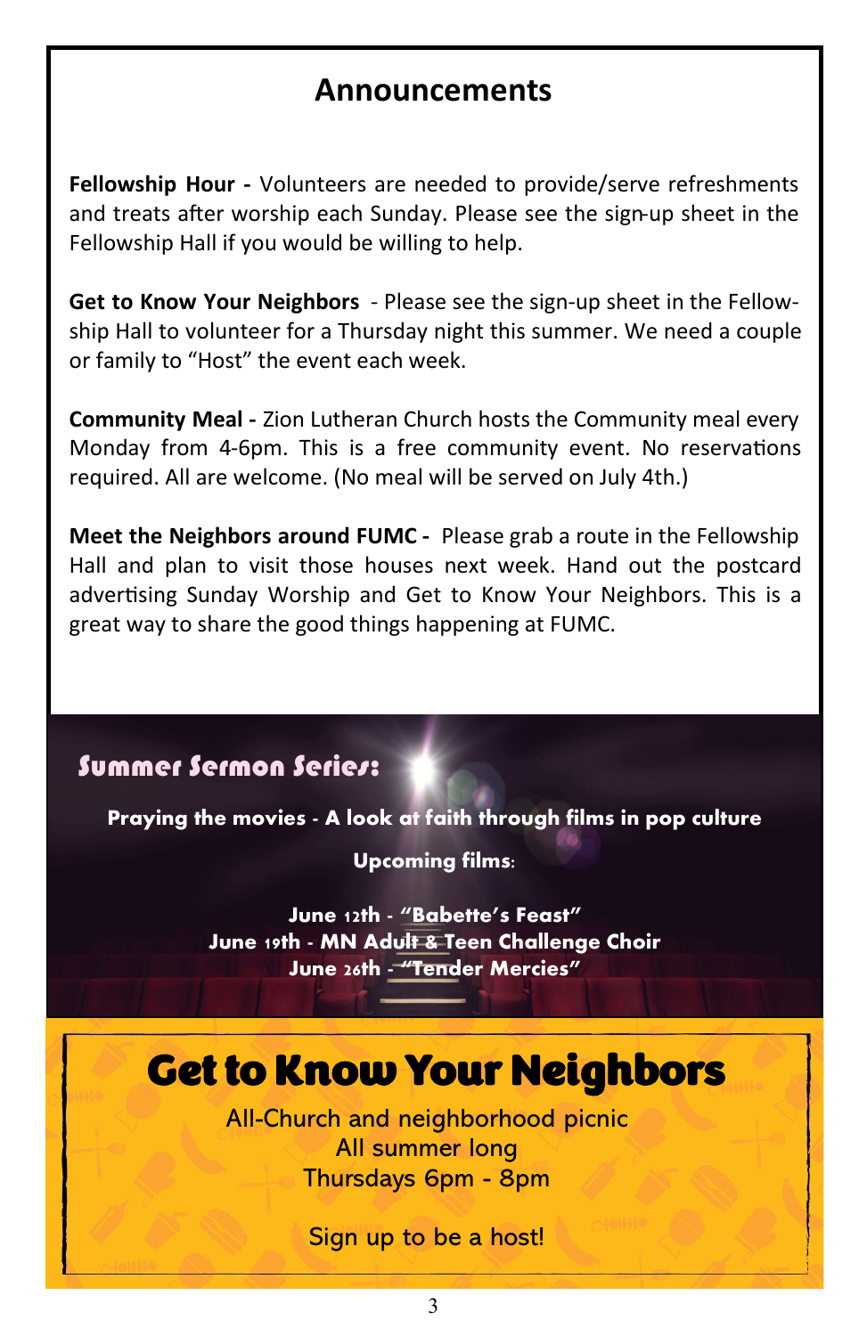# Announcements

**Fellowship Hour -** Volunteers are needed to provide/serve refreshments and treats after worship each Sunday. Please see the sign-up sheet in the Fellowship Hall if you would be willing to help.

**Get to Know Your Neighbors** - Please see the sign-up sheet in the Fellowship Hall to volunteer for a Thursday night this summer. We need a couple or family to "Host" the event each week.

**Community Meal -** Zion Lutheran Church hosts the Community meal every Monday from 4-6pm. This is a free community event. No reservations required. All are welcome. (No meal will be served on July 4th.)

**Meet the Neighbors around FUMC -** Please grab a route in the Fellowship Hall and plan to visit those houses next week. Hand out the postcard advertising Sunday Worship and Get to Know Your Neighbors. This is a great way to share the good things happening at FUMC.

## Summer Sermon Series:

**Praying the movies - A look at faith through films in pop culture**

**Upcoming films:**

**June 12th - "Babette's Feast"**
**June 19th - MN Adult & Teen Challenge Choir**
**June 26th - "Tender Mercies"**

## Get to Know Your Neighbors

All-Church and neighborhood picnic
All summer long
Thursdays 6pm - 8pm

Sign up to be a host!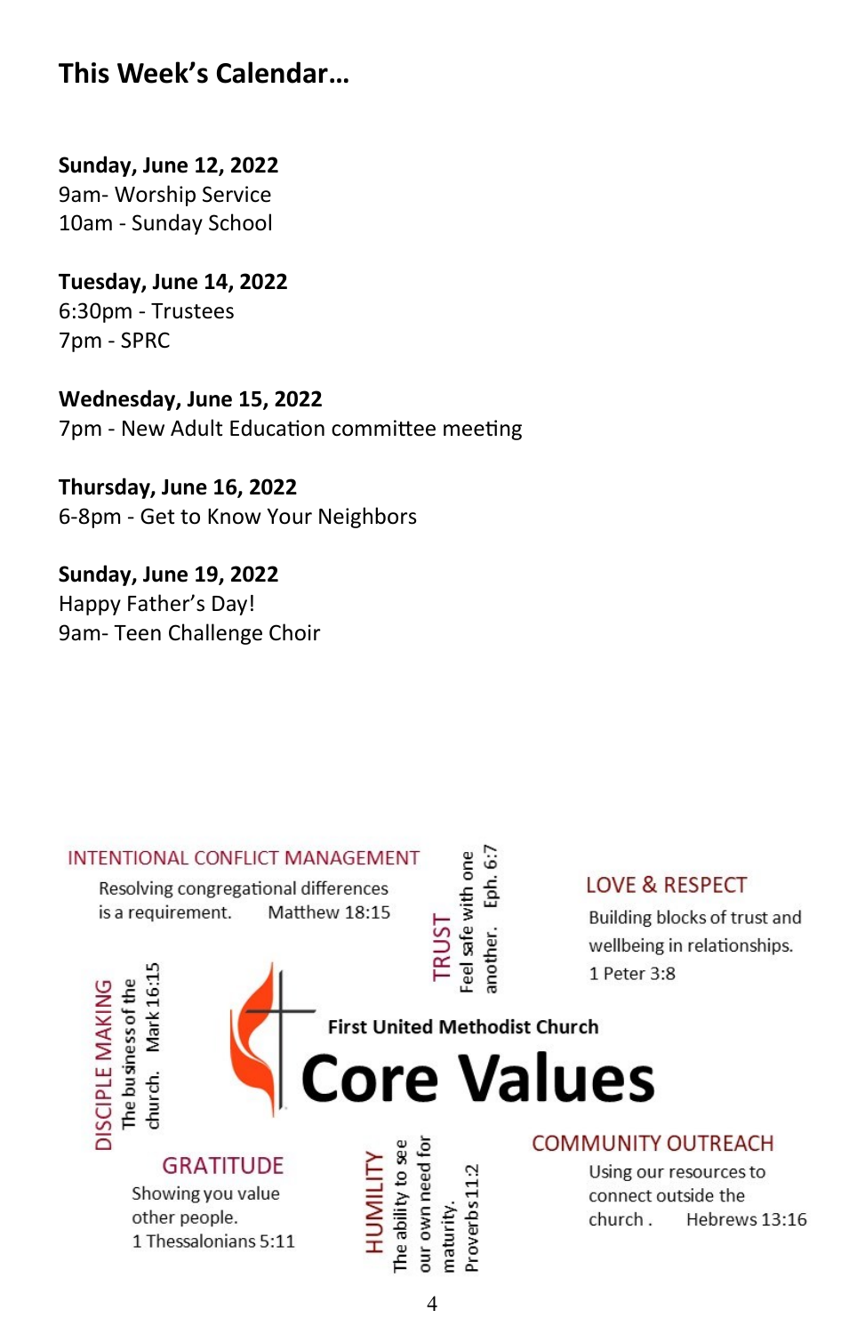## This Week's Calendar…

**Sunday, June 12, 2022**
9am- Worship Service
10am - Sunday School

**Tuesday, June 14, 2022**
6:30pm - Trustees
7pm - SPRC

**Wednesday, June 15, 2022**
7pm - New Adult Education committee meeting

**Thursday, June 16, 2022**
6-8pm - Get to Know Your Neighbors

**Sunday, June 19, 2022**
Happy Father's Day!
9am- Teen Challenge Choir

First United Methodist Church

**Core Values**

INTENTIONAL CONFLICT MANAGEMENT
Resolving congregational differences is a requirement. Matthew 18:15

TRUST
Feel safe with one another. Eph. 6:7

LOVE & RESPECT
Building blocks of trust and wellbeing in relationships. 1 Peter 3:8

DISCIPLE MAKING
The business of the church. Mark 16:15

GRATITUDE
Showing you value other people. 1 Thessalonians 5:11

HUMILITY
The ability to see our own need for maturity. Proverbs 11:2

COMMUNITY OUTREACH
Using our resources to connect outside the church. Hebrews 13:16